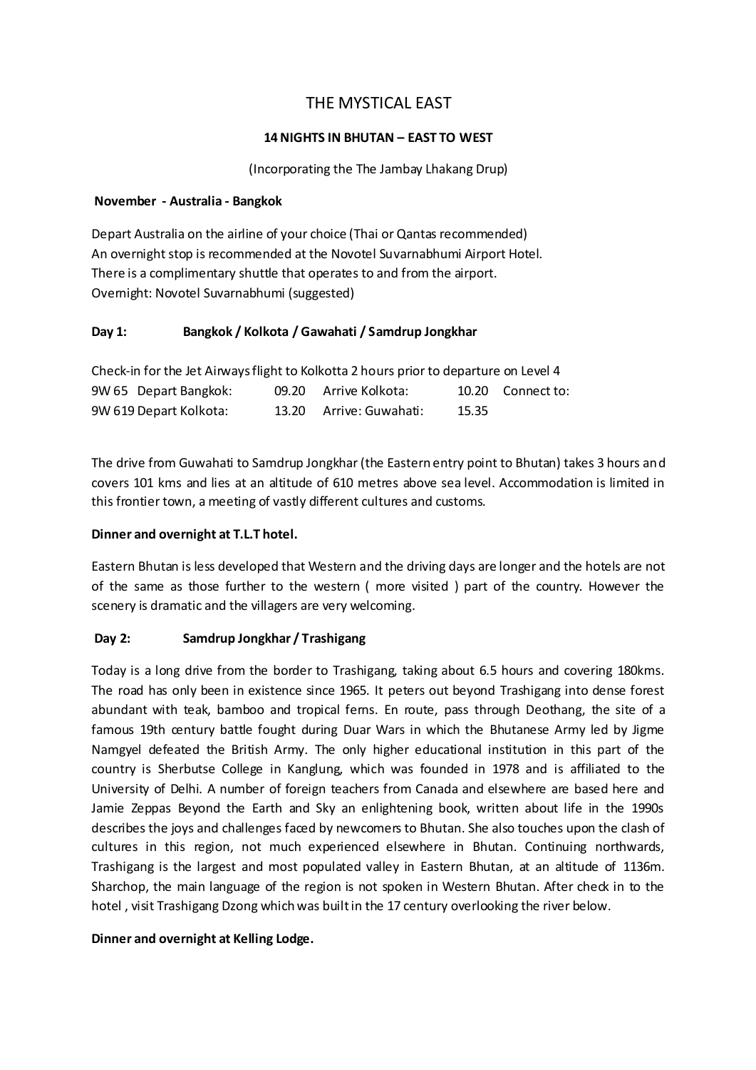# THE MYSTICAL EAST

## 14 NIGHTS IN BHUTAN – EAST TO WEST

(Incorporating the The Jambay Lhakang Drup)

**November - Australia - Bangkok**

Depart Australia on the airline of your choice (Thai or Qantas recommended)
An overnight stop is recommended at the Novotel Suvarnabhumi Airport Hotel.
There is a complimentary shuttle that operates to and from the airport.
Overnight: Novotel Suvarnabhumi (suggested)

**Day 1: Bangkok / Kolkota / Gawahati / Samdrup Jongkhar**

Check-in for the Jet Airways flight to Kolkotta 2 hours prior to departure on Level 4

| | | | | |
|---|---|---|---|---|
| 9W 65 Depart Bangkok: | 09.20 | Arrive Kolkota: | 10.20 | Connect to: |
| 9W 619 Depart Kolkota: | 13.20 | Arrive: Guwahati: | 15.35 | |

The drive from Guwahati to Samdrup Jongkhar (the Eastern entry point to Bhutan) takes 3 hours and covers 101 kms and lies at an altitude of 610 metres above sea level. Accommodation is limited in this frontier town, a meeting of vastly different cultures and customs.

**Dinner and overnight at T.L.T hotel.**

Eastern Bhutan is less developed that Western and the driving days are longer and the hotels are not of the same as those further to the western ( more visited ) part of the country. However the scenery is dramatic and the villagers are very welcoming.

**Day 2: Samdrup Jongkhar / Trashigang**

Today is a long drive from the border to Trashigang, taking about 6.5 hours and covering 180kms. The road has only been in existence since 1965. It peters out beyond Trashigang into dense forest abundant with teak, bamboo and tropical ferns. En route, pass through Deothang, the site of a famous 19th century battle fought during Duar Wars in which the Bhutanese Army led by Jigme Namgyel defeated the British Army. The only higher educational institution in this part of the country is Sherbutse College in Kanglung, which was founded in 1978 and is affiliated to the University of Delhi. A number of foreign teachers from Canada and elsewhere are based here and Jamie Zeppas Beyond the Earth and Sky an enlightening book, written about life in the 1990s describes the joys and challenges faced by newcomers to Bhutan. She also touches upon the clash of cultures in this region, not much experienced elsewhere in Bhutan. Continuing northwards, Trashigang is the largest and most populated valley in Eastern Bhutan, at an altitude of 1136m. Sharchop, the main language of the region is not spoken in Western Bhutan. After check in to the hotel , visit Trashigang Dzong which was built in the 17 century overlooking the river below.

**Dinner and overnight at Kelling Lodge.**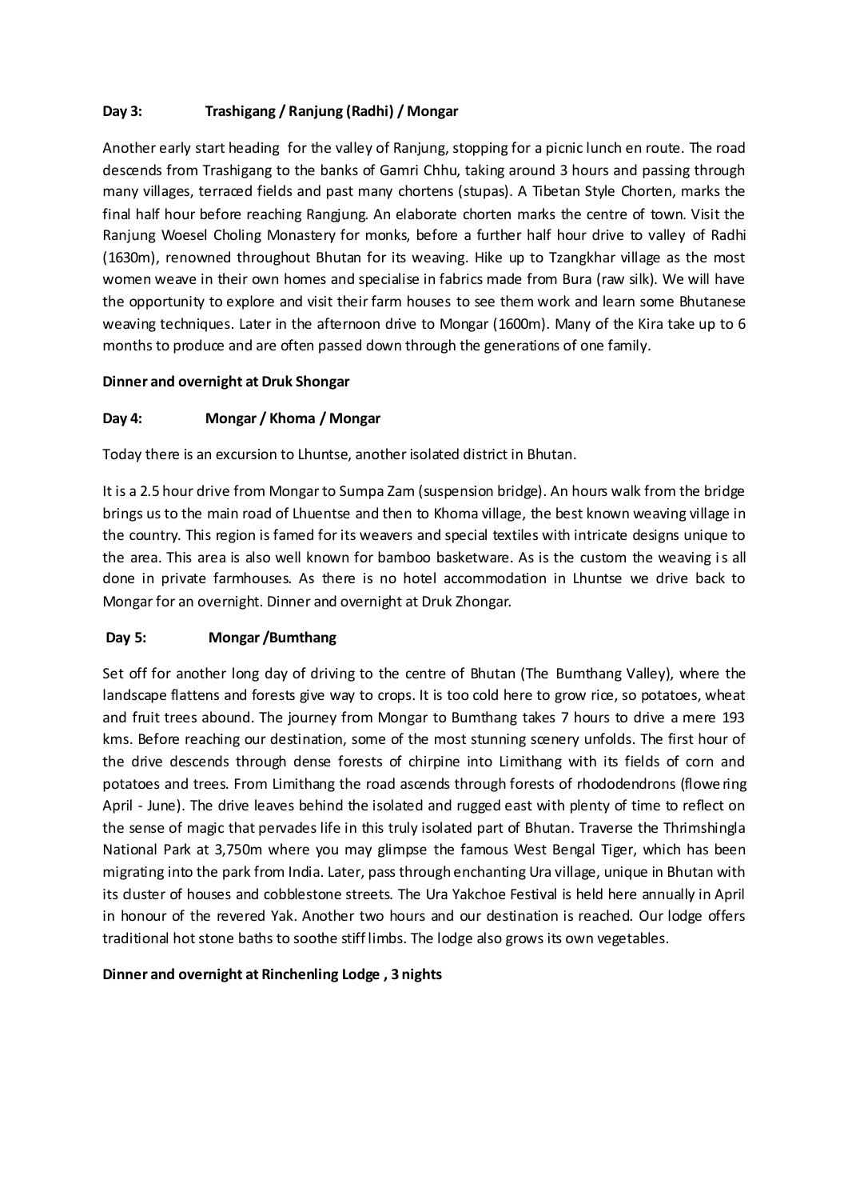**Day 3: Trashigang / Ranjung (Radhi) / Mongar**

Another early start heading for the valley of Ranjung, stopping for a picnic lunch en route. The road descends from Trashigang to the banks of Gamri Chhu, taking around 3 hours and passing through many villages, terraced fields and past many chortens (stupas). A Tibetan Style Chorten, marks the final half hour before reaching Rangjung. An elaborate chorten marks the centre of town. Visit the Ranjung Woesel Choling Monastery for monks, before a further half hour drive to valley of Radhi (1630m), renowned throughout Bhutan for its weaving. Hike up to Tzangkhar village as the most women weave in their own homes and specialise in fabrics made from Bura (raw silk). We will have the opportunity to explore and visit their farm houses to see them work and learn some Bhutanese weaving techniques. Later in the afternoon drive to Mongar (1600m). Many of the Kira take up to 6 months to produce and are often passed down through the generations of one family.

**Dinner and overnight at Druk Shongar**

**Day 4: Mongar / Khoma / Mongar**

Today there is an excursion to Lhuntse, another isolated district in Bhutan.

It is a 2.5 hour drive from Mongar to Sumpa Zam (suspension bridge). An hours walk from the bridge brings us to the main road of Lhuentse and then to Khoma village, the best known weaving village in the country. This region is famed for its weavers and special textiles with intricate designs unique to the area. This area is also well known for bamboo basketware. As is the custom the weaving is all done in private farmhouses. As there is no hotel accommodation in Lhuntse we drive back to Mongar for an overnight. Dinner and overnight at Druk Zhongar.

**Day 5: Mongar /Bumthang**

Set off for another long day of driving to the centre of Bhutan (The Bumthang Valley), where the landscape flattens and forests give way to crops. It is too cold here to grow rice, so potatoes, wheat and fruit trees abound. The journey from Mongar to Bumthang takes 7 hours to drive a mere 193 kms. Before reaching our destination, some of the most stunning scenery unfolds. The first hour of the drive descends through dense forests of chirpine into Limithang with its fields of corn and potatoes and trees. From Limithang the road ascends through forests of rhododendrons (flowering April - June). The drive leaves behind the isolated and rugged east with plenty of time to reflect on the sense of magic that pervades life in this truly isolated part of Bhutan. Traverse the Thrimshingla National Park at 3,750m where you may glimpse the famous West Bengal Tiger, which has been migrating into the park from India. Later, pass through enchanting Ura village, unique in Bhutan with its cluster of houses and cobblestone streets. The Ura Yakchoe Festival is held here annually in April in honour of the revered Yak. Another two hours and our destination is reached. Our lodge offers traditional hot stone baths to soothe stiff limbs. The lodge also grows its own vegetables.

**Dinner and overnight at Rinchenling Lodge , 3 nights**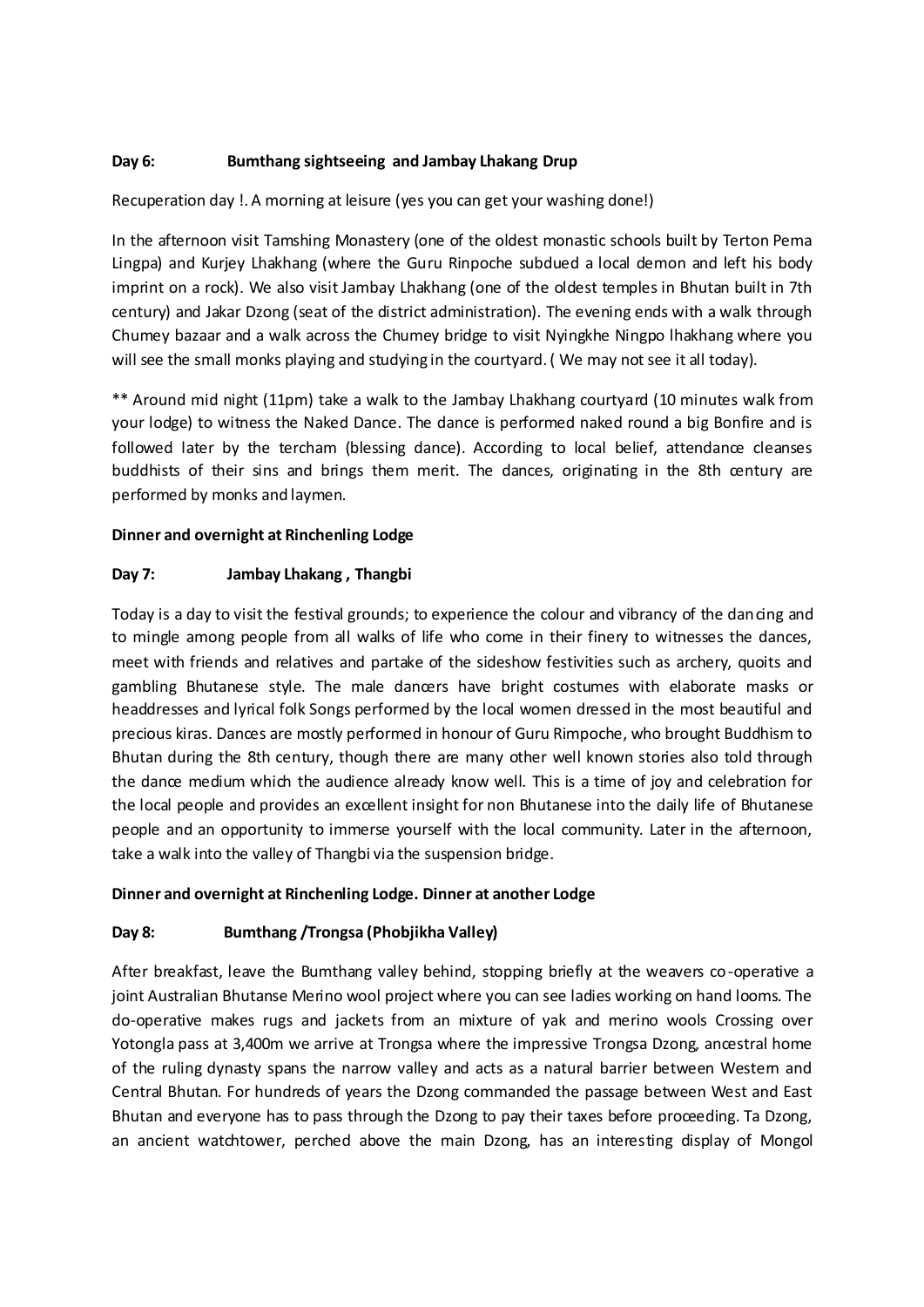**Day 6: Bumthang sightseeing and Jambay Lhakang Drup**

Recuperation day !. A morning at leisure (yes you can get your washing done!)

In the afternoon visit Tamshing Monastery (one of the oldest monastic schools built by Terton Pema Lingpa) and Kurjey Lhakhang (where the Guru Rinpoche subdued a local demon and left his body imprint on a rock). We also visit Jambay Lhakhang (one of the oldest temples in Bhutan built in 7th century) and Jakar Dzong (seat of the district administration). The evening ends with a walk through Chumey bazaar and a walk across the Chumey bridge to visit Nyingkhe Ningpo lhakhang where you will see the small monks playing and studying in the courtyard. ( We may not see it all today).

** Around mid night (11pm) take a walk to the Jambay Lhakhang courtyard (10 minutes walk from your lodge) to witness the Naked Dance. The dance is performed naked round a big Bonfire and is followed later by the tercham (blessing dance). According to local belief, attendance cleanses buddhists of their sins and brings them merit. The dances, originating in the 8th century are performed by monks and laymen.

**Dinner and overnight at Rinchenling Lodge**

**Day 7: Jambay Lhakang , Thangbi**

Today is a day to visit the festival grounds; to experience the colour and vibrancy of the dancing and to mingle among people from all walks of life who come in their finery to witnesses the dances, meet with friends and relatives and partake of the sideshow festivities such as archery, quoits and gambling Bhutanese style. The male dancers have bright costumes with elaborate masks or headdresses and lyrical folk Songs performed by the local women dressed in the most beautiful and precious kiras. Dances are mostly performed in honour of Guru Rimpoche, who brought Buddhism to Bhutan during the 8th century, though there are many other well known stories also told through the dance medium which the audience already know well. This is a time of joy and celebration for the local people and provides an excellent insight for non Bhutanese into the daily life of Bhutanese people and an opportunity to immerse yourself with the local community. Later in the afternoon, take a walk into the valley of Thangbi via the suspension bridge.

**Dinner and overnight at Rinchenling Lodge. Dinner at another Lodge**

**Day 8: Bumthang /Trongsa (Phobjikha Valley)**

After breakfast, leave the Bumthang valley behind, stopping briefly at the weavers co-operative a joint Australian Bhutanse Merino wool project where you can see ladies working on hand looms. The do-operative makes rugs and jackets from an mixture of yak and merino wools Crossing over Yotongla pass at 3,400m we arrive at Trongsa where the impressive Trongsa Dzong, ancestral home of the ruling dynasty spans the narrow valley and acts as a natural barrier between Western and Central Bhutan. For hundreds of years the Dzong commanded the passage between West and East Bhutan and everyone has to pass through the Dzong to pay their taxes before proceeding. Ta Dzong, an ancient watchtower, perched above the main Dzong, has an interesting display of Mongol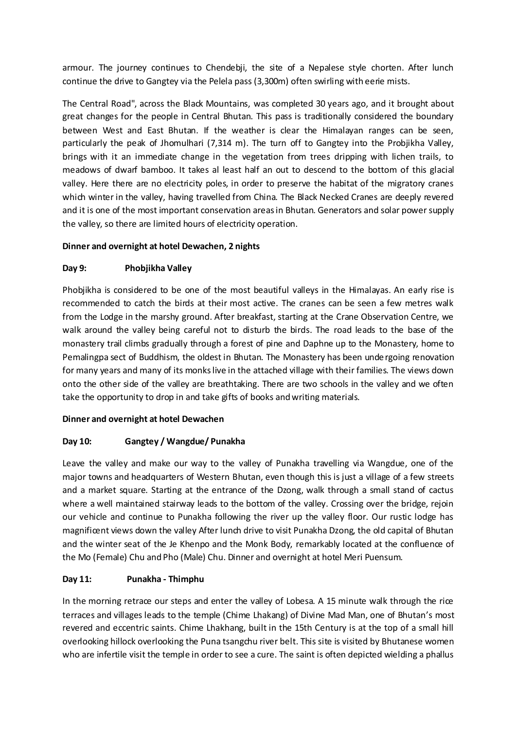armour. The journey continues to Chendebji, the site of a Nepalese style chorten. After lunch continue the drive to Gangtey via the Pelela pass (3,300m) often swirling with eerie mists.

The Central Road", across the Black Mountains, was completed 30 years ago, and it brought about great changes for the people in Central Bhutan. This pass is traditionally considered the boundary between West and East Bhutan. If the weather is clear the Himalayan ranges can be seen, particularly the peak of Jhomulhari (7,314 m). The turn off to Gangtey into the Probjikha Valley, brings with it an immediate change in the vegetation from trees dripping with lichen trails, to meadows of dwarf bamboo. It takes al least half an out to descend to the bottom of this glacial valley. Here there are no electricity poles, in order to preserve the habitat of the migratory cranes which winter in the valley, having travelled from China. The Black Necked Cranes are deeply revered and it is one of the most important conservation areas in Bhutan. Generators and solar power supply the valley, so there are limited hours of electricity operation.

**Dinner and overnight at hotel Dewachen, 2 nights**

**Day 9: Phobjikha Valley**

Phobjikha is considered to be one of the most beautiful valleys in the Himalayas. An early rise is recommended to catch the birds at their most active. The cranes can be seen a few metres walk from the Lodge in the marshy ground. After breakfast, starting at the Crane Observation Centre, we walk around the valley being careful not to disturb the birds. The road leads to the base of the monastery trail climbs gradually through a forest of pine and Daphne up to the Monastery, home to Pemalingpa sect of Buddhism, the oldest in Bhutan. The Monastery has been undergoing renovation for many years and many of its monks live in the attached village with their families. The views down onto the other side of the valley are breathtaking. There are two schools in the valley and we often take the opportunity to drop in and take gifts of books and writing materials.

**Dinner and overnight at hotel Dewachen**

**Day 10: Gangtey / Wangdue/ Punakha**

Leave the valley and make our way to the valley of Punakha travelling via Wangdue, one of the major towns and headquarters of Western Bhutan, even though this is just a village of a few streets and a market square. Starting at the entrance of the Dzong, walk through a small stand of cactus where a well maintained stairway leads to the bottom of the valley. Crossing over the bridge, rejoin our vehicle and continue to Punakha following the river up the valley floor. Our rustic lodge has magnificent views down the valley After lunch drive to visit Punakha Dzong, the old capital of Bhutan and the winter seat of the Je Khenpo and the Monk Body, remarkably located at the confluence of the Mo (Female) Chu and Pho (Male) Chu. Dinner and overnight at hotel Meri Puensum.

**Day 11: Punakha - Thimphu**

In the morning retrace our steps and enter the valley of Lobesa. A 15 minute walk through the rice terraces and villages leads to the temple (Chime Lhakang) of Divine Mad Man, one of Bhutan's most revered and eccentric saints. Chime Lhakhang, built in the 15th Century is at the top of a small hill overlooking hillock overlooking the Puna tsangchu river belt. This site is visited by Bhutanese women who are infertile visit the temple in order to see a cure. The saint is often depicted wielding a phallus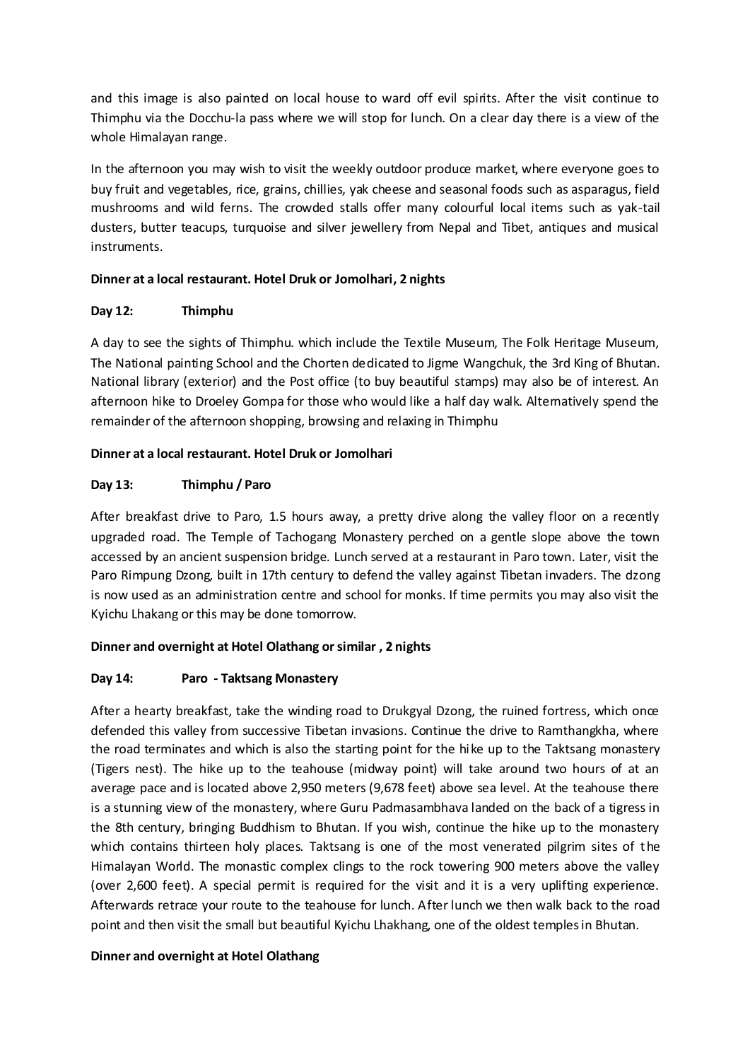and this image is also painted on local house to ward off evil spirits. After the visit continue to Thimphu via the Docchu-la pass where we will stop for lunch. On a clear day there is a view of the whole Himalayan range.

In the afternoon you may wish to visit the weekly outdoor produce market, where everyone goes to buy fruit and vegetables, rice, grains, chillies, yak cheese and seasonal foods such as asparagus, field mushrooms and wild ferns. The crowded stalls offer many colourful local items such as yak-tail dusters, butter teacups, turquoise and silver jewellery from Nepal and Tibet, antiques and musical instruments.

**Dinner at a local restaurant. Hotel Druk or Jomolhari, 2 nights**

**Day 12: Thimphu**

A day to see the sights of Thimphu. which include the Textile Museum, The Folk Heritage Museum, The National painting School and the Chorten dedicated to Jigme Wangchuk, the 3rd King of Bhutan. National library (exterior) and the Post office (to buy beautiful stamps) may also be of interest. An afternoon hike to Droeley Gompa for those who would like a half day walk. Alternatively spend the remainder of the afternoon shopping, browsing and relaxing in Thimphu

**Dinner at a local restaurant. Hotel Druk or Jomolhari**

**Day 13: Thimphu / Paro**

After breakfast drive to Paro, 1.5 hours away, a pretty drive along the valley floor on a recently upgraded road. The Temple of Tachogang Monastery perched on a gentle slope above the town accessed by an ancient suspension bridge. Lunch served at a restaurant in Paro town. Later, visit the Paro Rimpung Dzong, built in 17th century to defend the valley against Tibetan invaders. The dzong is now used as an administration centre and school for monks. If time permits you may also visit the Kyichu Lhakang or this may be done tomorrow.

**Dinner and overnight at Hotel Olathang or similar , 2 nights**

**Day 14: Paro - Taktsang Monastery**

After a hearty breakfast, take the winding road to Drukgyal Dzong, the ruined fortress, which once defended this valley from successive Tibetan invasions. Continue the drive to Ramthangkha, where the road terminates and which is also the starting point for the hike up to the Taktsang monastery (Tigers nest). The hike up to the teahouse (midway point) will take around two hours of at an average pace and is located above 2,950 meters (9,678 feet) above sea level. At the teahouse there is a stunning view of the monastery, where Guru Padmasambhava landed on the back of a tigress in the 8th century, bringing Buddhism to Bhutan. If you wish, continue the hike up to the monastery which contains thirteen holy places. Taktsang is one of the most venerated pilgrim sites of the Himalayan World. The monastic complex clings to the rock towering 900 meters above the valley (over 2,600 feet). A special permit is required for the visit and it is a very uplifting experience. Afterwards retrace your route to the teahouse for lunch. After lunch we then walk back to the road point and then visit the small but beautiful Kyichu Lhakhang, one of the oldest temples in Bhutan.

**Dinner and overnight at Hotel Olathang**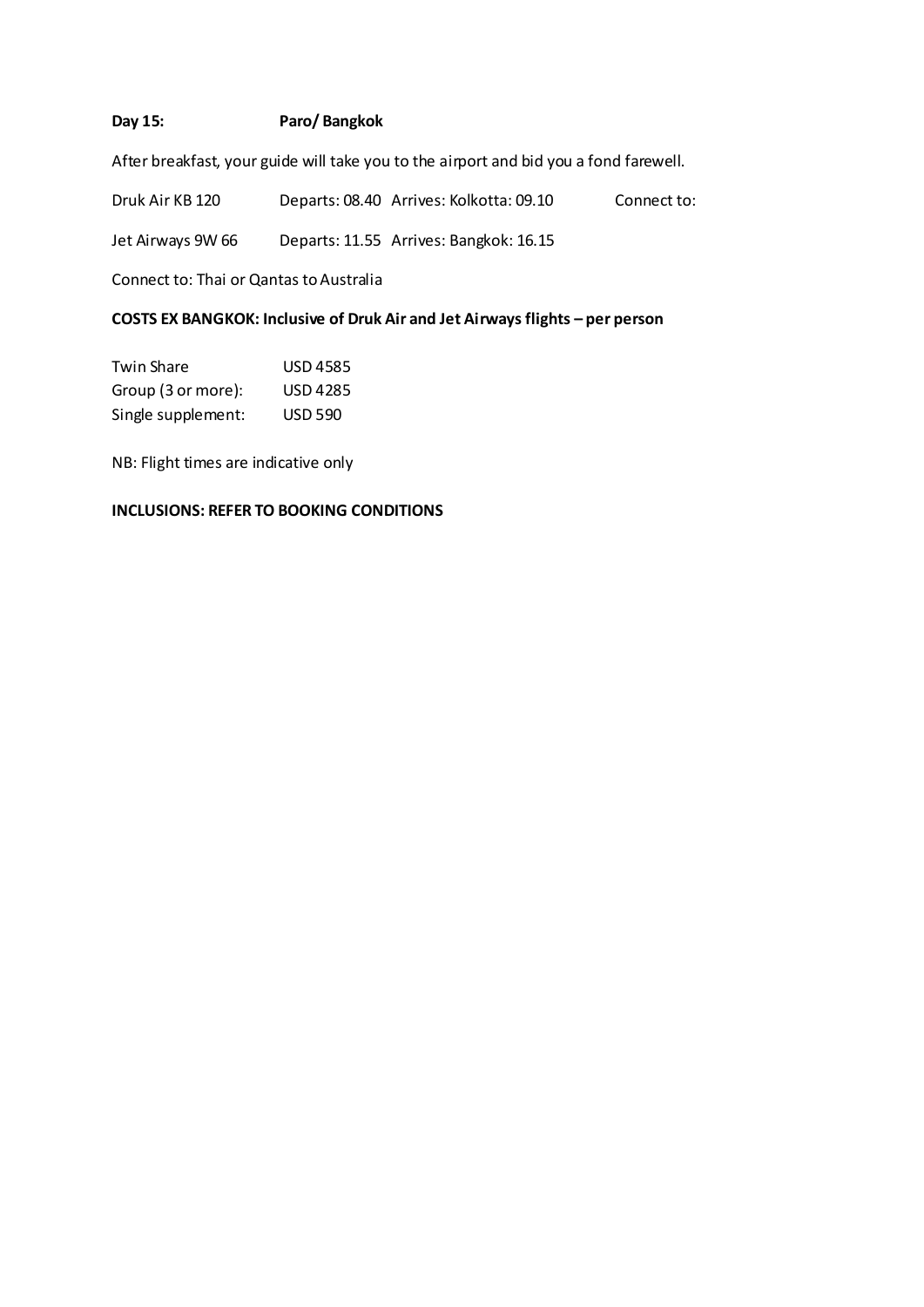**Day 15: Paro/ Bangkok**

After breakfast, your guide will take you to the airport and bid you a fond farewell.

| | | | |
|---|---|---|---|
| Druk Air KB 120 | Departs: 08.40 | Arrives: Kolkotta: 09.10 | Connect to: |
| Jet Airways 9W 66 | Departs: 11.55 | Arrives: Bangkok: 16.15 | |

Connect to: Thai or Qantas to Australia

**COSTS EX BANGKOK: Inclusive of Druk Air and Jet Airways flights – per person**

| | |
|---|---|
| Twin Share | USD 4585 |
| Group (3 or more): | USD 4285 |
| Single supplement: | USD 590 |

NB: Flight times are indicative only

**INCLUSIONS: REFER TO BOOKING CONDITIONS**